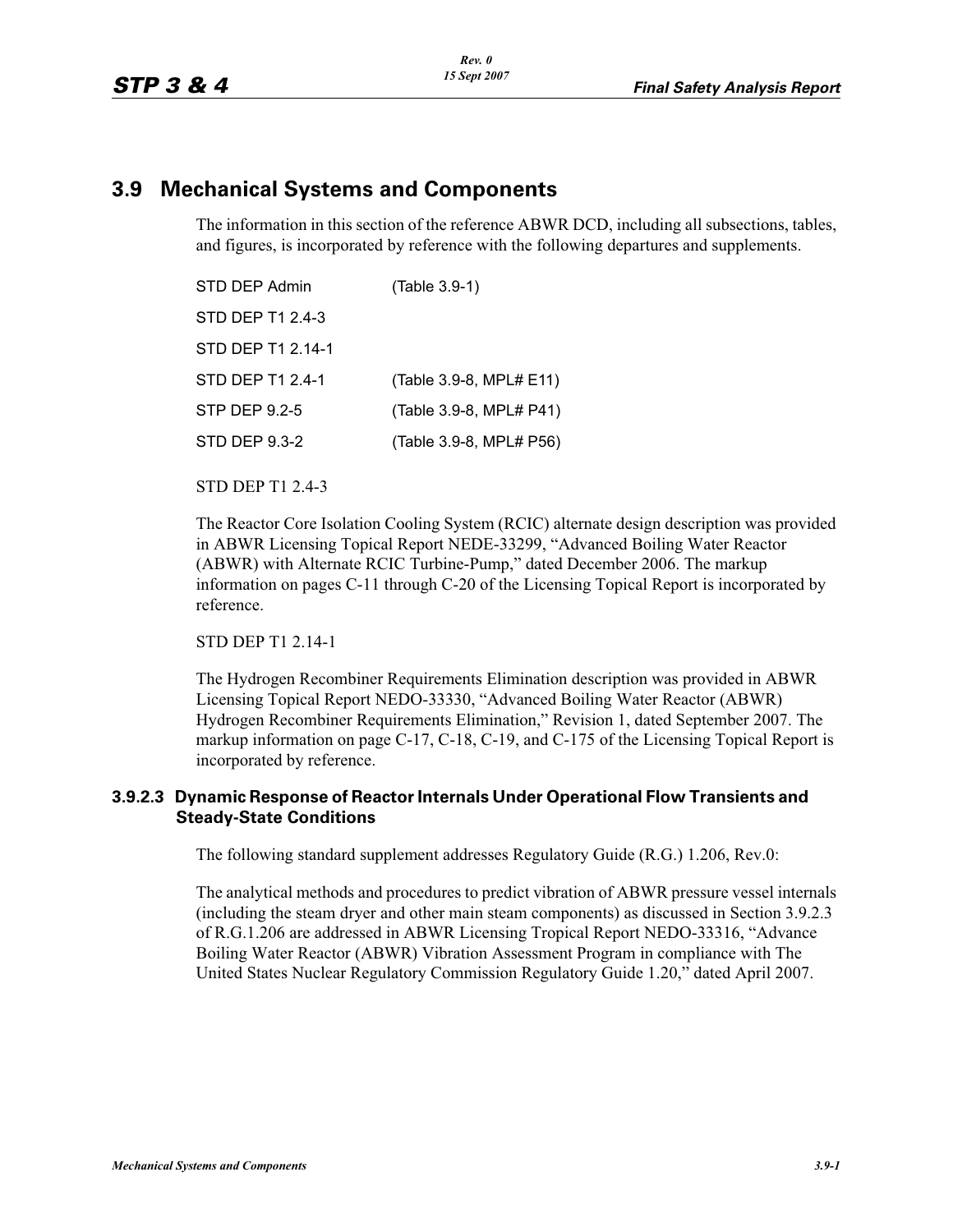## 3.9 Mechanical Systems and Components

The information in this section of the reference ABWR DCD, including all subsections, tables, and figures, is incorporated by reference with the following departures and supplements.

| | |
|---|---|
| STD DEP Admin | (Table 3.9-1) |
| STD DEP T1 2.4-3 | |
| STD DEP T1 2.14-1 | |
| STD DEP T1 2.4-1 | (Table 3.9-8, MPL# E11) |
| STP DEP 9.2-5 | (Table 3.9-8, MPL# P41) |
| STD DEP 9.3-2 | (Table 3.9-8, MPL# P56) |

STD DEP T1 2.4-3

The Reactor Core Isolation Cooling System (RCIC) alternate design description was provided in ABWR Licensing Topical Report NEDE-33299, "Advanced Boiling Water Reactor (ABWR) with Alternate RCIC Turbine-Pump," dated December 2006. The markup information on pages C-11 through C-20 of the Licensing Topical Report is incorporated by reference.

STD DEP T1 2.14-1

The Hydrogen Recombiner Requirements Elimination description was provided in ABWR Licensing Topical Report NEDO-33330, "Advanced Boiling Water Reactor (ABWR) Hydrogen Recombiner Requirements Elimination," Revision 1, dated September 2007. The markup information on page C-17, C-18, C-19, and C-175 of the Licensing Topical Report is incorporated by reference.

#### 3.9.2.3 Dynamic Response of Reactor Internals Under Operational Flow Transients and Steady-State Conditions

The following standard supplement addresses Regulatory Guide (R.G.) 1.206, Rev.0:

The analytical methods and procedures to predict vibration of ABWR pressure vessel internals (including the steam dryer and other main steam components) as discussed in Section 3.9.2.3 of R.G.1.206 are addressed in ABWR Licensing Tropical Report NEDO-33316, "Advance Boiling Water Reactor (ABWR) Vibration Assessment Program in compliance with The United States Nuclear Regulatory Commission Regulatory Guide 1.20," dated April 2007.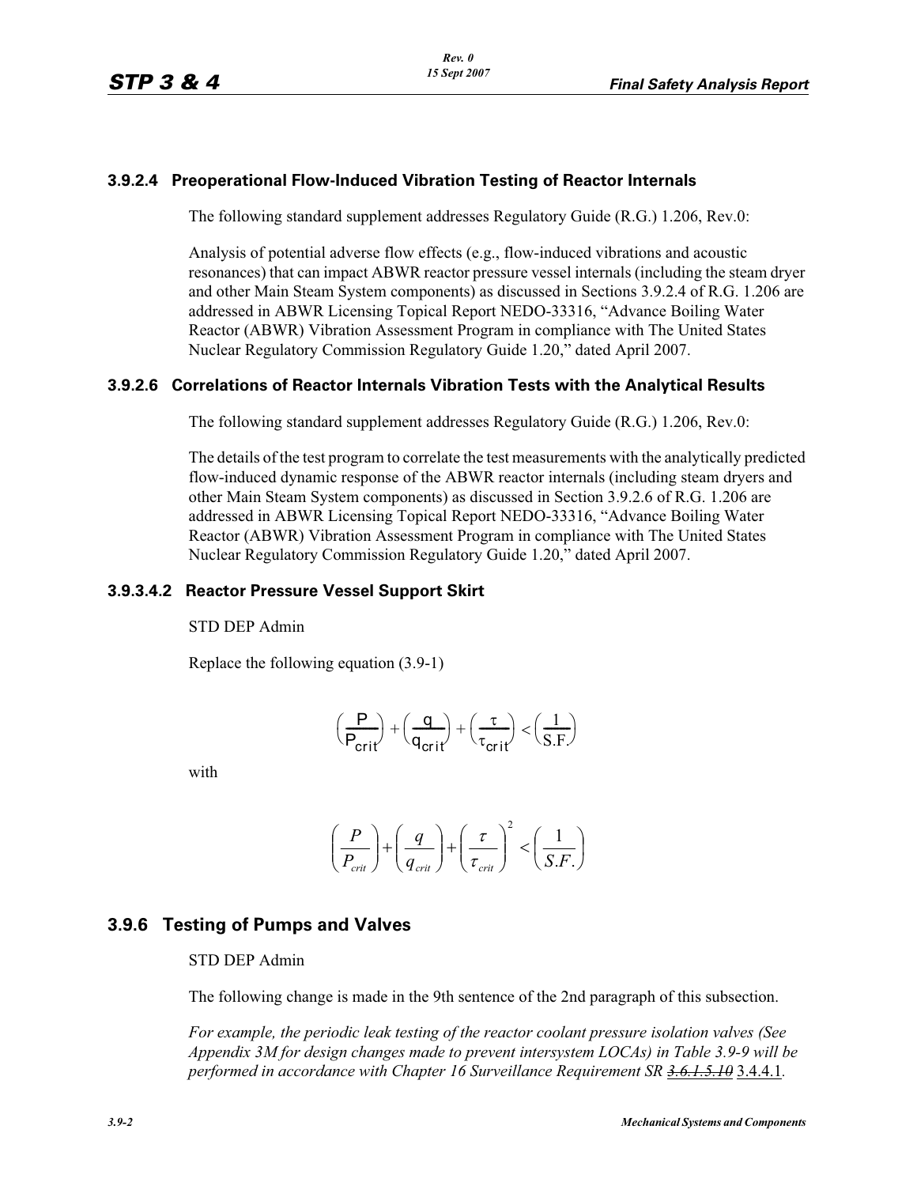### 3.9.2.4 Preoperational Flow-Induced Vibration Testing of Reactor Internals

The following standard supplement addresses Regulatory Guide (R.G.) 1.206, Rev.0:

Analysis of potential adverse flow effects (e.g., flow-induced vibrations and acoustic resonances) that can impact ABWR reactor pressure vessel internals (including the steam dryer and other Main Steam System components) as discussed in Sections 3.9.2.4 of R.G. 1.206 are addressed in ABWR Licensing Topical Report NEDO-33316, "Advance Boiling Water Reactor (ABWR) Vibration Assessment Program in compliance with The United States Nuclear Regulatory Commission Regulatory Guide 1.20," dated April 2007.

### 3.9.2.6 Correlations of Reactor Internals Vibration Tests with the Analytical Results

The following standard supplement addresses Regulatory Guide (R.G.) 1.206, Rev.0:

The details of the test program to correlate the test measurements with the analytically predicted flow-induced dynamic response of the ABWR reactor internals (including steam dryers and other Main Steam System components) as discussed in Section 3.9.2.6 of R.G. 1.206 are addressed in ABWR Licensing Topical Report NEDO-33316, "Advance Boiling Water Reactor (ABWR) Vibration Assessment Program in compliance with The United States Nuclear Regulatory Commission Regulatory Guide 1.20," dated April 2007.

### 3.9.3.4.2 Reactor Pressure Vessel Support Skirt

STD DEP Admin

Replace the following equation (3.9-1)

$$\left(\frac{P}{P_{crit}}\right) + \left(\frac{q}{q_{crit}}\right) + \left(\frac{\tau}{\tau_{crit}}\right) < \left(\frac{1}{S.F.}\right)$$

with

$$\left(\frac{P}{P_{crit}}\right) + \left(\frac{q}{q_{crit}}\right) + \left(\frac{\tau}{\tau_{crit}}\right)^2 < \left(\frac{1}{S.F.}\right)$$

## 3.9.6 Testing of Pumps and Valves

STD DEP Admin

The following change is made in the 9th sentence of the 2nd paragraph of this subsection.

*For example, the periodic leak testing of the reactor coolant pressure isolation valves (See Appendix 3M for design changes made to prevent intersystem LOCAs) in Table 3.9-9 will be performed in accordance with Chapter 16 Surveillance Requirement SR ~~3.6.1.5.10~~* 3.4.4.1.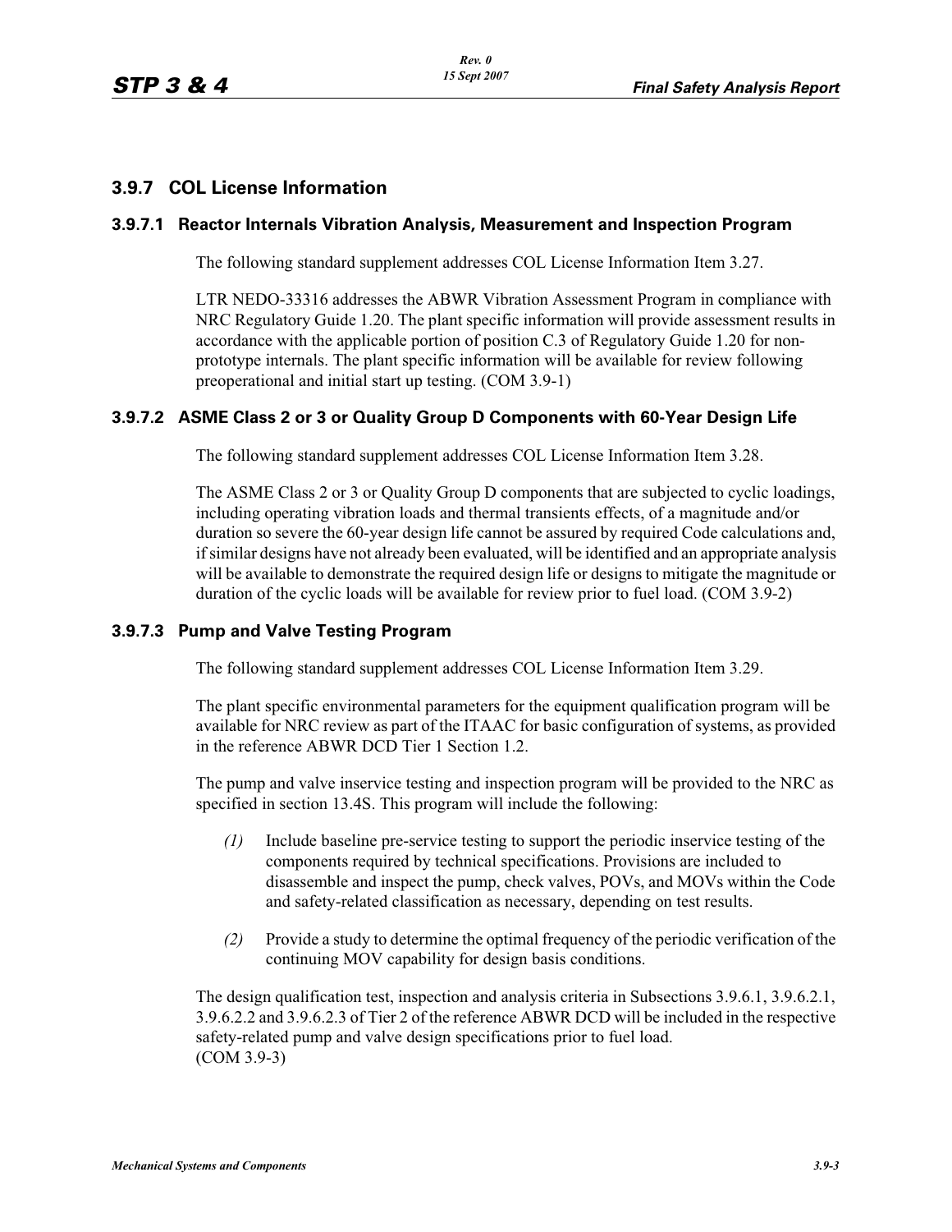## 3.9.7 COL License Information

### 3.9.7.1 Reactor Internals Vibration Analysis, Measurement and Inspection Program

The following standard supplement addresses COL License Information Item 3.27.

LTR NEDO-33316 addresses the ABWR Vibration Assessment Program in compliance with NRC Regulatory Guide 1.20. The plant specific information will provide assessment results in accordance with the applicable portion of position C.3 of Regulatory Guide 1.20 for non-prototype internals. The plant specific information will be available for review following preoperational and initial start up testing. (COM 3.9-1)

### 3.9.7.2 ASME Class 2 or 3 or Quality Group D Components with 60-Year Design Life

The following standard supplement addresses COL License Information Item 3.28.

The ASME Class 2 or 3 or Quality Group D components that are subjected to cyclic loadings, including operating vibration loads and thermal transients effects, of a magnitude and/or duration so severe the 60-year design life cannot be assured by required Code calculations and, if similar designs have not already been evaluated, will be identified and an appropriate analysis will be available to demonstrate the required design life or designs to mitigate the magnitude or duration of the cyclic loads will be available for review prior to fuel load. (COM 3.9-2)

### 3.9.7.3 Pump and Valve Testing Program

The following standard supplement addresses COL License Information Item 3.29.

The plant specific environmental parameters for the equipment qualification program will be available for NRC review as part of the ITAAC for basic configuration of systems, as provided in the reference ABWR DCD Tier 1 Section 1.2.

The pump and valve inservice testing and inspection program will be provided to the NRC as specified in section 13.4S. This program will include the following:

*(1)* Include baseline pre-service testing to support the periodic inservice testing of the components required by technical specifications. Provisions are included to disassemble and inspect the pump, check valves, POVs, and MOVs within the Code and safety-related classification as necessary, depending on test results.

*(2)* Provide a study to determine the optimal frequency of the periodic verification of the continuing MOV capability for design basis conditions.

The design qualification test, inspection and analysis criteria in Subsections 3.9.6.1, 3.9.6.2.1, 3.9.6.2.2 and 3.9.6.2.3 of Tier 2 of the reference ABWR DCD will be included in the respective safety-related pump and valve design specifications prior to fuel load.
(COM 3.9-3)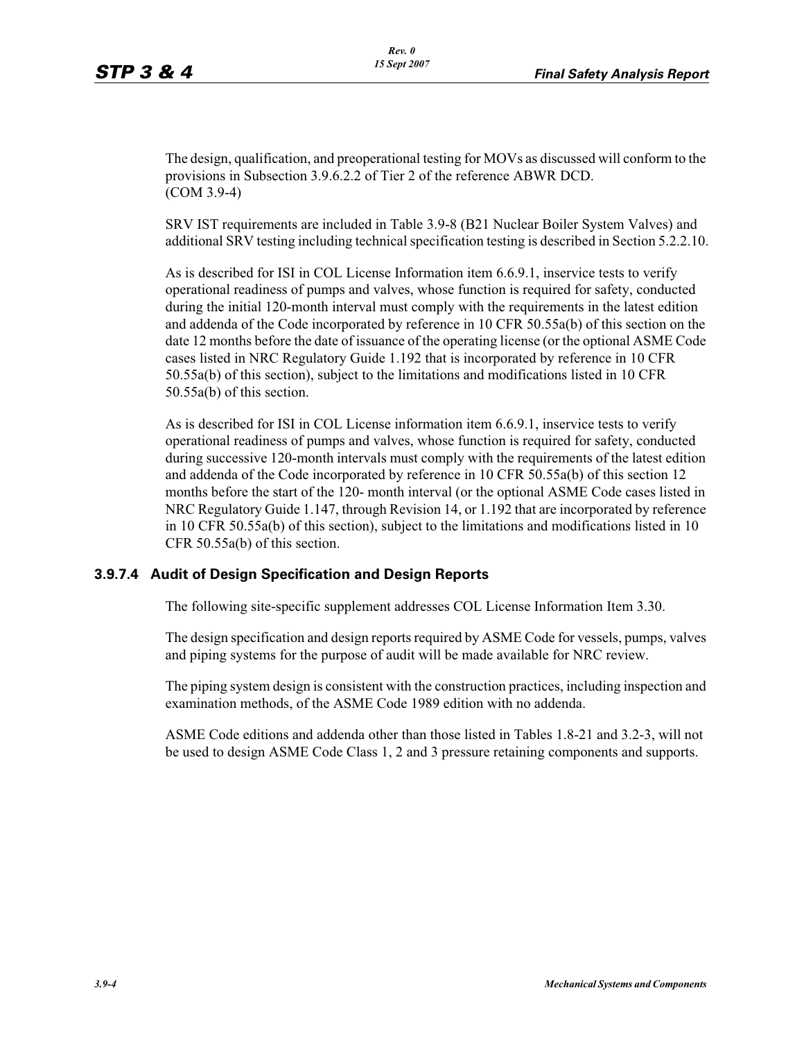The design, qualification, and preoperational testing for MOVs as discussed will conform to the provisions in Subsection 3.9.6.2.2 of Tier 2 of the reference ABWR DCD.
(COM 3.9-4)

SRV IST requirements are included in Table 3.9-8 (B21 Nuclear Boiler System Valves) and additional SRV testing including technical specification testing is described in Section 5.2.2.10.

As is described for ISI in COL License Information item 6.6.9.1, inservice tests to verify operational readiness of pumps and valves, whose function is required for safety, conducted during the initial 120-month interval must comply with the requirements in the latest edition and addenda of the Code incorporated by reference in 10 CFR 50.55a(b) of this section on the date 12 months before the date of issuance of the operating license (or the optional ASME Code cases listed in NRC Regulatory Guide 1.192 that is incorporated by reference in 10 CFR 50.55a(b) of this section), subject to the limitations and modifications listed in 10 CFR 50.55a(b) of this section.

As is described for ISI in COL License information item 6.6.9.1, inservice tests to verify operational readiness of pumps and valves, whose function is required for safety, conducted during successive 120-month intervals must comply with the requirements of the latest edition and addenda of the Code incorporated by reference in 10 CFR 50.55a(b) of this section 12 months before the start of the 120- month interval (or the optional ASME Code cases listed in NRC Regulatory Guide 1.147, through Revision 14, or 1.192 that are incorporated by reference in 10 CFR 50.55a(b) of this section), subject to the limitations and modifications listed in 10 CFR 50.55a(b) of this section.

### 3.9.7.4 Audit of Design Specification and Design Reports

The following site-specific supplement addresses COL License Information Item 3.30.

The design specification and design reports required by ASME Code for vessels, pumps, valves and piping systems for the purpose of audit will be made available for NRC review.

The piping system design is consistent with the construction practices, including inspection and examination methods, of the ASME Code 1989 edition with no addenda.

ASME Code editions and addenda other than those listed in Tables 1.8-21 and 3.2-3, will not be used to design ASME Code Class 1, 2 and 3 pressure retaining components and supports.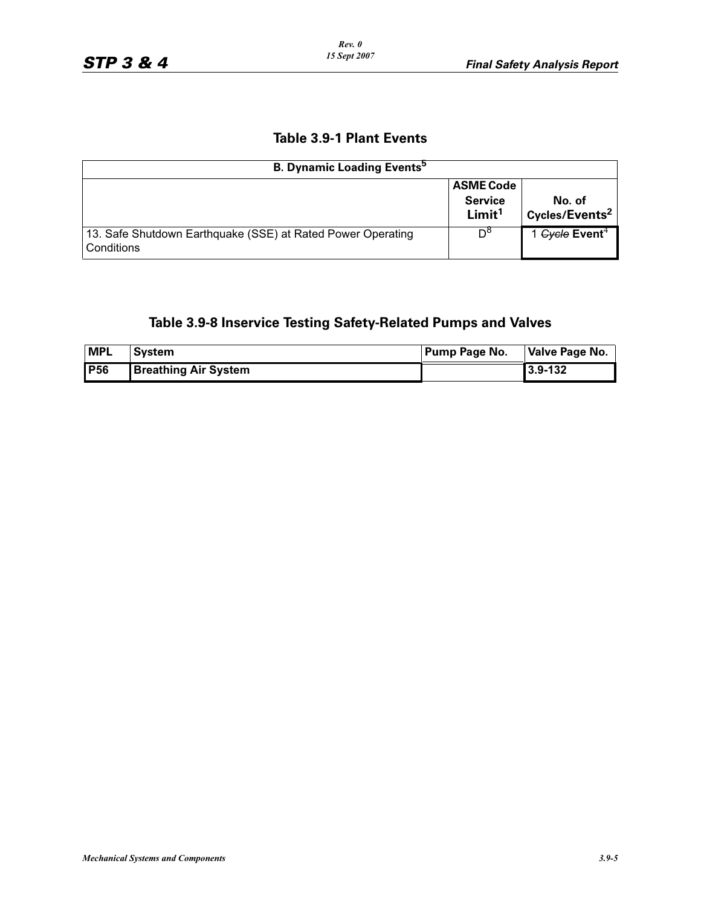## Table 3.9-1 Plant Events

| B. Dynamic Loading Events[5] | | |
|---|---|---|
| | ASME Code Service Limit[1] | No. of Cycles/Events[2] |
| 13. Safe Shutdown Earthquake (SSE) at Rated Power Operating Conditions | D[8] | 1 ~~Cycle~~ **Event**[4] |

## Table 3.9-8 Inservice Testing Safety-Related Pumps and Valves

| MPL | System | Pump Page No. | Valve Page No. |
|---|---|---|---|
| **P56** | **Breathing Air System** | | **3.9-132** |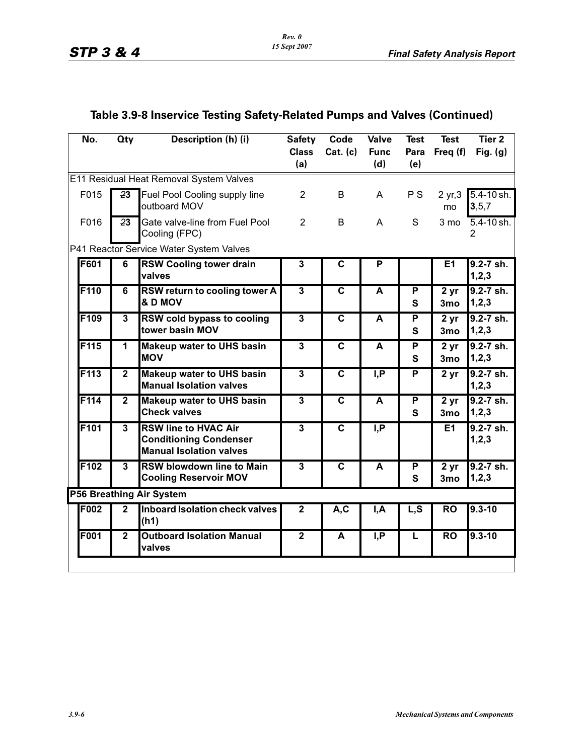## Table 3.9-8 Inservice Testing Safety-Related Pumps and Valves (Continued)

| No. | Qty | Description (h) (i) | Safety Class (a) | Code Cat. (c) | Valve Func (d) | Test Para (e) | Test Freq (f) | Tier 2 Fig. (g) |
|---|---|---|---|---|---|---|---|---|
| E11 Residual Heat Removal System Valves | | | | | | | | |
| F015 | ~~2~~3 | Fuel Pool Cooling supply line outboard MOV | 2 | B | A | P S | 2 yr,3 mo | 5.4-10 sh. **3**,5,7 |
| F016 | ~~2~~3 | Gate valve-line from Fuel Pool Cooling (FPC) | 2 | B | A | S | 3 mo | 5.4-10 sh. 2 |
| P41 Reactor Service Water System Valves | | | | | | | | |
| **F601** | **6** | **RSW Cooling tower drain valves** | **3** | **C** | **P** | | **E1** | **9.2-7 sh. 1,2,3** |
| **F110** | **6** | **RSW return to cooling tower A & D MOV** | **3** | **C** | **A** | **P S** | **2 yr 3mo** | **9.2-7 sh. 1,2,3** |
| **F109** | **3** | **RSW cold bypass to cooling tower basin MOV** | **3** | **C** | **A** | **P S** | **2 yr 3mo** | **9.2-7 sh. 1,2,3** |
| **F115** | **1** | **Makeup water to UHS basin MOV** | **3** | **C** | **A** | **P S** | **2 yr 3mo** | **9.2-7 sh. 1,2,3** |
| **F113** | **2** | **Makeup water to UHS basin Manual Isolation valves** | **3** | **C** | **I,P** | **P** | **2 yr** | **9.2-7 sh. 1,2,3** |
| **F114** | **2** | **Makeup water to UHS basin Check valves** | **3** | **C** | **A** | **P S** | **2 yr 3mo** | **9.2-7 sh. 1,2,3** |
| **F101** | **3** | **RSW line to HVAC Air Conditioning Condenser Manual Isolation valves** | **3** | **C** | **I,P** | | **E1** | **9.2-7 sh. 1,2,3** |
| **F102** | **3** | **RSW blowdown line to Main Cooling Reservoir MOV** | **3** | **C** | **A** | **P S** | **2 yr 3mo** | **9.2-7 sh. 1,2,3** |
| **P56 Breathing Air System** | | | | | | | | |
| **F002** | **2** | **Inboard Isolation check valves (h1)** | **2** | **A,C** | **I,A** | **L,S** | **RO** | **9.3-10** |
| **F001** | **2** | **Outboard Isolation Manual valves** | **2** | **A** | **I,P** | **L** | **RO** | **9.3-10** |